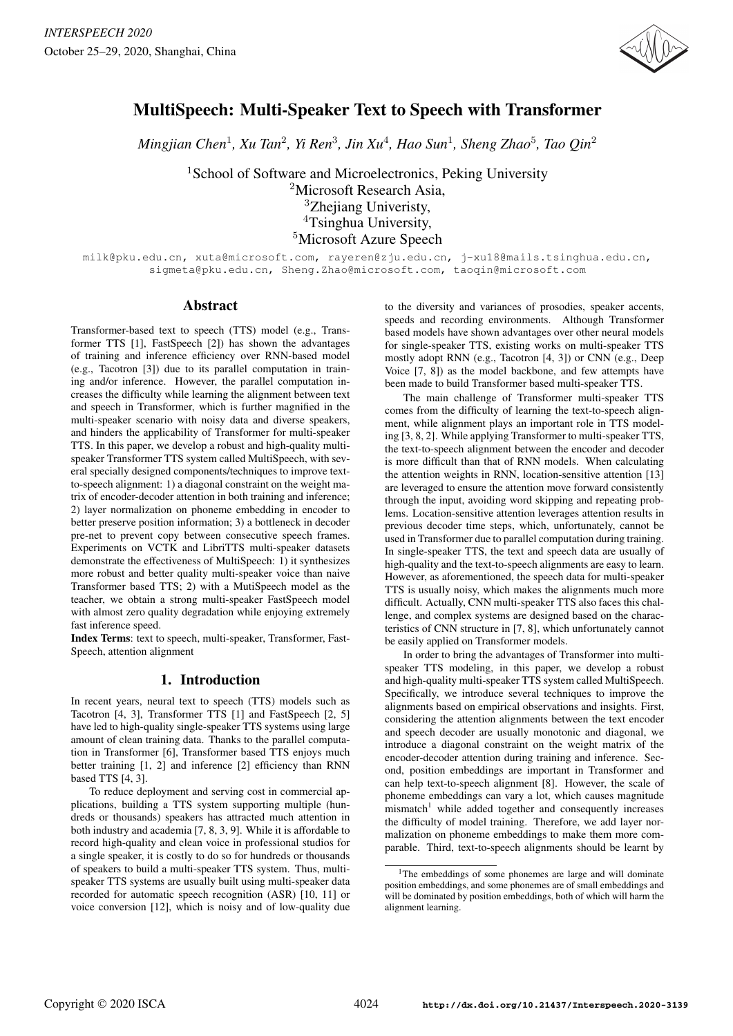# MultiSpeech: Multi-Speaker Text to Speech with Transformer

*Mingjian Chen*[1], *Xu Tan*[2], *Yi Ren*[3], *Jin Xu*[4], *Hao Sun*[1], *Sheng Zhao*[5], *Tao Qin*[2]

[1]School of Software and Microelectronics, Peking University
[2]Microsoft Research Asia,
[3]Zhejiang Univeristy,
[4]Tsinghua University,
[5]Microsoft Azure Speech

milk@pku.edu.cn, xuta@microsoft.com, rayeren@zju.edu.cn, j-xu18@mails.tsinghua.edu.cn, sigmeta@pku.edu.cn, Sheng.Zhao@microsoft.com, taoqin@microsoft.com

## Abstract

Transformer-based text to speech (TTS) model (e.g., Transformer TTS [1], FastSpeech [2]) has shown the advantages of training and inference efficiency over RNN-based model (e.g., Tacotron [3]) due to its parallel computation in training and/or inference. However, the parallel computation increases the difficulty while learning the alignment between text and speech in Transformer, which is further magnified in the multi-speaker scenario with noisy data and diverse speakers, and hinders the applicability of Transformer for multi-speaker TTS. In this paper, we develop a robust and high-quality multi-speaker Transformer TTS system called MultiSpeech, with several specially designed components/techniques to improve text-to-speech alignment: 1) a diagonal constraint on the weight matrix of encoder-decoder attention in both training and inference; 2) layer normalization on phoneme embedding in encoder to better preserve position information; 3) a bottleneck in decoder pre-net to prevent copy between consecutive speech frames. Experiments on VCTK and LibriTTS multi-speaker datasets demonstrate the effectiveness of MultiSpeech: 1) it synthesizes more robust and better quality multi-speaker voice than naive Transformer based TTS; 2) with a MutiSpeech model as the teacher, we obtain a strong multi-speaker FastSpeech model with almost zero quality degradation while enjoying extremely fast inference speed.

**Index Terms**: text to speech, multi-speaker, Transformer, FastSpeech, attention alignment

## 1. Introduction

In recent years, neural text to speech (TTS) models such as Tacotron [4, 3], Transformer TTS [1] and FastSpeech [2, 5] have led to high-quality single-speaker TTS systems using large amount of clean training data. Thanks to the parallel computation in Transformer [6], Transformer based TTS enjoys much better training [1, 2] and inference [2] efficiency than RNN based TTS [4, 3].

To reduce deployment and serving cost in commercial applications, building a TTS system supporting multiple (hundreds or thousands) speakers has attracted much attention in both industry and academia [7, 8, 3, 9]. While it is affordable to record high-quality and clean voice in professional studios for a single speaker, it is costly to do so for hundreds or thousands of speakers to build a multi-speaker TTS system. Thus, multi-speaker TTS systems are usually built using multi-speaker data recorded for automatic speech recognition (ASR) [10, 11] or voice conversion [12], which is noisy and of low-quality due to the diversity and variances of prosodies, speaker accents, speeds and recording environments. Although Transformer based models have shown advantages over other neural models for single-speaker TTS, existing works on multi-speaker TTS mostly adopt RNN (e.g., Tacotron [4, 3]) or CNN (e.g., Deep Voice [7, 8]) as the model backbone, and few attempts have been made to build Transformer based multi-speaker TTS.

The main challenge of Transformer multi-speaker TTS comes from the difficulty of learning the text-to-speech alignment, while alignment plays an important role in TTS modeling [3, 8, 2]. While applying Transformer to multi-speaker TTS, the text-to-speech alignment between the encoder and decoder is more difficult than that of RNN models. When calculating the attention weights in RNN, location-sensitive attention [13] are leveraged to ensure the attention move forward consistently through the input, avoiding word skipping and repeating problems. Location-sensitive attention leverages attention results in previous decoder time steps, which, unfortunately, cannot be used in Transformer due to parallel computation during training. In single-speaker TTS, the text and speech data are usually of high-quality and the text-to-speech alignments are easy to learn. However, as aforementioned, the speech data for multi-speaker TTS is usually noisy, which makes the alignments much more difficult. Actually, CNN multi-speaker TTS also faces this challenge, and complex systems are designed based on the characteristics of CNN structure in [7, 8], which unfortunately cannot be easily applied on Transformer models.

In order to bring the advantages of Transformer into multi-speaker TTS modeling, in this paper, we develop a robust and high-quality multi-speaker TTS system called MultiSpeech. Specifically, we introduce several techniques to improve the alignments based on empirical observations and insights. First, considering the attention alignments between the text encoder and speech decoder are usually monotonic and diagonal, we introduce a diagonal constraint on the weight matrix of the encoder-decoder attention during training and inference. Second, position embeddings are important in Transformer and can help text-to-speech alignment [8]. However, the scale of phoneme embeddings can vary a lot, which causes magnitude mismatch[1] while added together and consequently increases the difficulty of model training. Therefore, we add layer normalization on phoneme embeddings to make them more comparable. Third, text-to-speech alignments should be learnt by

[1]The embeddings of some phonemes are large and will dominate position embeddings, and some phonemes are of small embeddings and will be dominated by position embeddings, both of which will harm the alignment learning.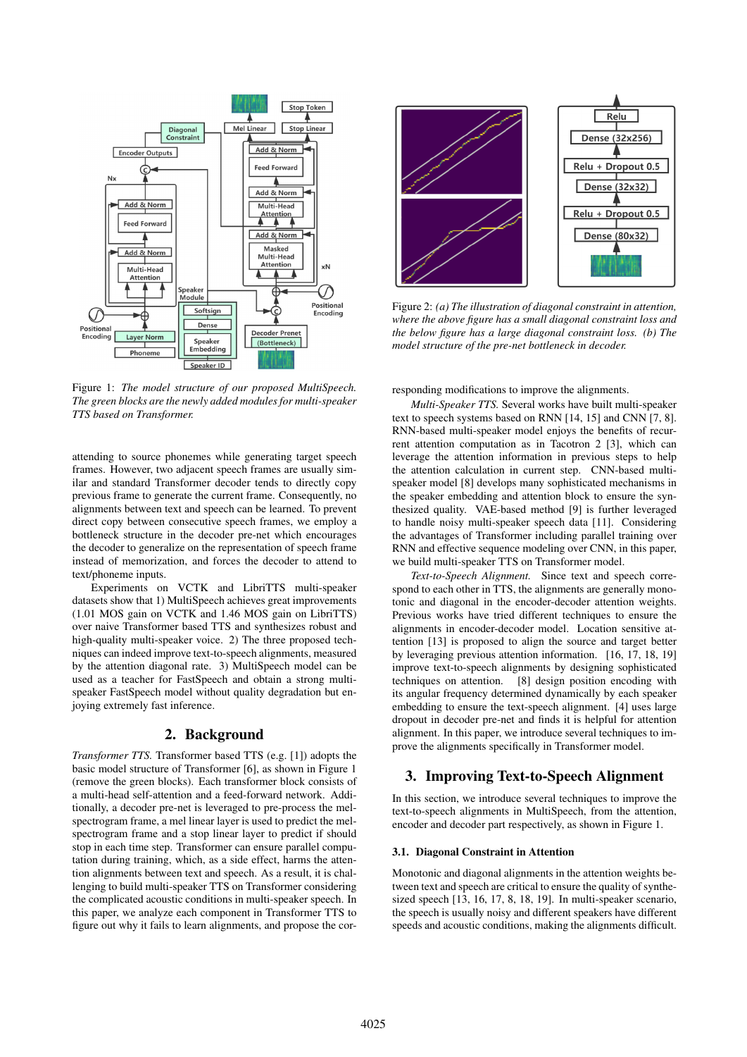Figure 1: *The model structure of our proposed MultiSpeech. The green blocks are the newly added modules for multi-speaker TTS based on Transformer.*

attending to source phonemes while generating target speech frames. However, two adjacent speech frames are usually similar and standard Transformer decoder tends to directly copy previous frame to generate the current frame. Consequently, no alignments between text and speech can be learned. To prevent direct copy between consecutive speech frames, we employ a bottleneck structure in the decoder pre-net which encourages the decoder to generalize on the representation of speech frame instead of memorization, and forces the decoder to attend to text/phoneme inputs.

Experiments on VCTK and LibriTTS multi-speaker datasets show that 1) MultiSpeech achieves great improvements (1.01 MOS gain on VCTK and 1.46 MOS gain on LibriTTS) over naive Transformer based TTS and synthesizes robust and high-quality multi-speaker voice. 2) The three proposed techniques can indeed improve text-to-speech alignments, measured by the attention diagonal rate. 3) MultiSpeech model can be used as a teacher for FastSpeech and obtain a strong multi-speaker FastSpeech model without quality degradation but enjoying extremely fast inference.

## 2. Background

*Transformer TTS.* Transformer based TTS (e.g. [1]) adopts the basic model structure of Transformer [6], as shown in Figure 1 (remove the green blocks). Each transformer block consists of a multi-head self-attention and a feed-forward network. Additionally, a decoder pre-net is leveraged to pre-process the mel-spectrogram frame, a mel linear layer is used to predict the mel-spectrogram frame and a stop linear layer to predict if should stop in each time step. Transformer can ensure parallel computation during training, which, as a side effect, harms the attention alignments between text and speech. As a result, it is challenging to build multi-speaker TTS on Transformer considering the complicated acoustic conditions in multi-speaker speech. In this paper, we analyze each component in Transformer TTS to figure out why it fails to learn alignments, and propose the corresponding modifications to improve the alignments.

Figure 2: *(a) The illustration of diagonal constraint in attention, where the above figure has a small diagonal constraint loss and the below figure has a large diagonal constraint loss. (b) The model structure of the pre-net bottleneck in decoder.*

*Multi-Speaker TTS.* Several works have built multi-speaker text to speech systems based on RNN [14, 15] and CNN [7, 8]. RNN-based multi-speaker model enjoys the benefits of recurrent attention computation as in Tacotron 2 [3], which can leverage the attention information in previous steps to help the attention calculation in current step. CNN-based multi-speaker model [8] develops many sophisticated mechanisms in the speaker embedding and attention block to ensure the synthesized quality. VAE-based method [9] is further leveraged to handle noisy multi-speaker speech data [11]. Considering the advantages of Transformer including parallel training over RNN and effective sequence modeling over CNN, in this paper, we build multi-speaker TTS on Transformer model.

*Text-to-Speech Alignment.* Since text and speech correspond to each other in TTS, the alignments are generally monotonic and diagonal in the encoder-decoder attention weights. Previous works have tried different techniques to ensure the alignments in encoder-decoder model. Location sensitive attention [13] is proposed to align the source and target better by leveraging previous attention information. [16, 17, 18, 19] improve text-to-speech alignments by designing sophisticated techniques on attention. [8] design position encoding with its angular frequency determined dynamically by each speaker embedding to ensure the text-speech alignment. [4] uses large dropout in decoder pre-net and finds it is helpful for attention alignment. In this paper, we introduce several techniques to improve the alignments specifically in Transformer model.

## 3. Improving Text-to-Speech Alignment

In this section, we introduce several techniques to improve the text-to-speech alignments in MultiSpeech, from the attention, encoder and decoder part respectively, as shown in Figure 1.

### 3.1. Diagonal Constraint in Attention

Monotonic and diagonal alignments in the attention weights between text and speech are critical to ensure the quality of synthesized speech [13, 16, 17, 8, 18, 19]. In multi-speaker scenario, the speech is usually noisy and different speakers have different speeds and acoustic conditions, making the alignments difficult.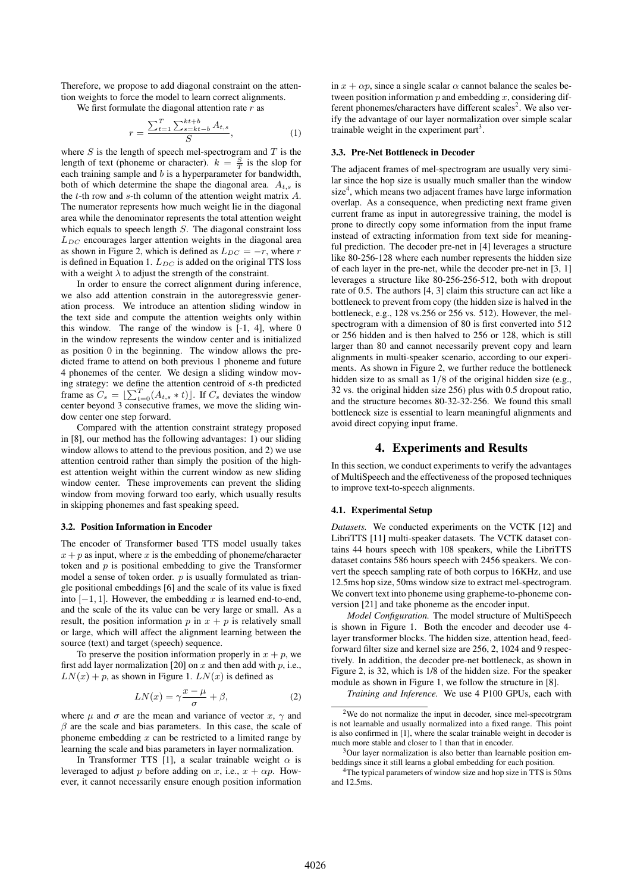Therefore, we propose to add diagonal constraint on the attention weights to force the model to learn correct alignments.

We first formulate the diagonal attention rate $r$ as

$$r = \frac{\sum_{t=1}^{T} \sum_{s=kt-b}^{kt+b} A_{t,s}}{S}, \tag{1}$$

where $S$ is the length of speech mel-spectrogram and $T$ is the length of text (phoneme or character). $k = \frac{S}{T}$ is the slop for each training sample and $b$ is a hyperparameter for bandwidth, both of which determine the shape the diagonal area. $A_{t,s}$ is the $t$-th row and $s$-th column of the attention weight matrix $A$. The numerator represents how much weight lie in the diagonal area while the denominator represents the total attention weight which equals to speech length $S$. The diagonal constraint loss $L_{DC}$ encourages larger attention weights in the diagonal area as shown in Figure 2, which is defined as $L_{DC} = -r$, where $r$ is defined in Equation 1. $L_{DC}$ is added on the original TTS loss with a weight $\lambda$ to adjust the strength of the constraint.

In order to ensure the correct alignment during inference, we also add attention constrain in the autoregressvie generation process. We introduce an attention sliding window in the text side and compute the attention weights only within this window. The range of the window is [-1, 4], where 0 in the window represents the window center and is initialized as position 0 in the beginning. The window allows the predicted frame to attend on both previous 1 phoneme and future 4 phonemes of the center. We design a sliding window moving strategy: we define the attention centroid of $s$-th predicted frame as $C_s = \lfloor \sum_{t=0}^{T} (A_{t,s} * t) \rfloor$. If $C_s$ deviates the window center beyond 3 consecutive frames, we move the sliding window center one step forward.

Compared with the attention constraint strategy proposed in [8], our method has the following advantages: 1) our sliding window allows to attend to the previous position, and 2) we use attention centroid rather than simply the position of the highest attention weight within the current window as new sliding window center. These improvements can prevent the sliding window from moving forward too early, which usually results in skipping phonemes and fast speaking speed.

### 3.2. Position Information in Encoder

The encoder of Transformer based TTS model usually takes $x + p$ as input, where $x$ is the embedding of phoneme/character token and $p$ is positional embedding to give the Transformer model a sense of token order. $p$ is usually formulated as triangle positional embeddings [6] and the scale of its value is fixed into $[-1, 1]$. However, the embedding $x$ is learned end-to-end, and the scale of the its value can be very large or small. As a result, the position information $p$ in $x + p$ is relatively small or large, which will affect the alignment learning between the source (text) and target (speech) sequence.

To preserve the position information properly in $x + p$, we first add layer normalization [20] on $x$ and then add with $p$, i.e., $LN(x) + p$, as shown in Figure 1. $LN(x)$ is defined as

$$LN(x) = \gamma \frac{x - \mu}{\sigma} + \beta, \tag{2}$$

where $\mu$ and $\sigma$ are the mean and variance of vector $x$, $\gamma$ and $\beta$ are the scale and bias parameters. In this case, the scale of phoneme embedding $x$ can be restricted to a limited range by learning the scale and bias parameters in layer normalization.

In Transformer TTS [1], a scalar trainable weight $\alpha$ is leveraged to adjust $p$ before adding on $x$, i.e., $x + \alpha p$. However, it cannot necessarily ensure enough position information in $x + \alpha p$, since a single scalar $\alpha$ cannot balance the scales between position information $p$ and embedding $x$, considering different phonemes/characters have different scales[2]. We also verify the advantage of our layer normalization over simple scalar trainable weight in the experiment part[3].

### 3.3. Pre-Net Bottleneck in Decoder

The adjacent frames of mel-spectrogram are usually very similar since the hop size is usually much smaller than the window size[4], which means two adjacent frames have large information overlap. As a consequence, when predicting next frame given current frame as input in autoregressive training, the model is prone to directly copy some information from the input frame instead of extracting information from text side for meaningful prediction. The decoder pre-net in [4] leverages a structure like 80-256-128 where each number represents the hidden size of each layer in the pre-net, while the decoder pre-net in [3, 1] leverages a structure like 80-256-256-512, both with dropout rate of 0.5. The authors [4, 3] claim this structure can act like a bottleneck to prevent from copy (the hidden size is halved in the bottleneck, e.g., 128 vs.256 or 256 vs. 512). However, the mel-spectrogram with a dimension of 80 is first converted into 512 or 256 hidden and is then halved to 256 or 128, which is still larger than 80 and cannot necessarily prevent copy and learn alignments in multi-speaker scenario, according to our experiments. As shown in Figure 2, we further reduce the bottleneck hidden size to as small as $1/8$ of the original hidden size (e.g., 32 vs. the original hidden size 256) plus with 0.5 dropout ratio, and the structure becomes 80-32-32-256. We found this small bottleneck size is essential to learn meaningful alignments and avoid direct copying input frame.

## 4. Experiments and Results

In this section, we conduct experiments to verify the advantages of MultiSpeech and the effectiveness of the proposed techniques to improve text-to-speech alignments.

### 4.1. Experimental Setup

*Datasets.* We conducted experiments on the VCTK [12] and LibriTTS [11] multi-speaker datasets. The VCTK dataset contains 44 hours speech with 108 speakers, while the LibriTTS dataset contains 586 hours speech with 2456 speakers. We convert the speech sampling rate of both corpus to 16KHz, and use 12.5ms hop size, 50ms window size to extract mel-spectrogram. We convert text into phoneme using grapheme-to-phoneme conversion [21] and take phoneme as the encoder input.

*Model Configuration.* The model structure of MultiSpeech is shown in Figure 1. Both the encoder and decoder use 4-layer transformer blocks. The hidden size, attention head, feed-forward filter size and kernel size are 256, 2, 1024 and 9 respectively. In addition, the decoder pre-net bottleneck, as shown in Figure 2, is 32, which is 1/8 of the hidden size. For the speaker module as shown in Figure 1, we follow the structure in [8].

*Training and Inference.* We use 4 P100 GPUs, each with

---

[2] We do not normalize the input in decoder, since mel-specotrgram is not learnable and usually normalized into a fixed range. This point is also confirmed in [1], where the scalar trainable weight in decoder is much more stable and closer to 1 than that in encoder.

[3] Our layer normalization is also better than learnable position embeddings since it still learns a global embedding for each position.

[4] The typical parameters of window size and hop size in TTS is 50ms and 12.5ms.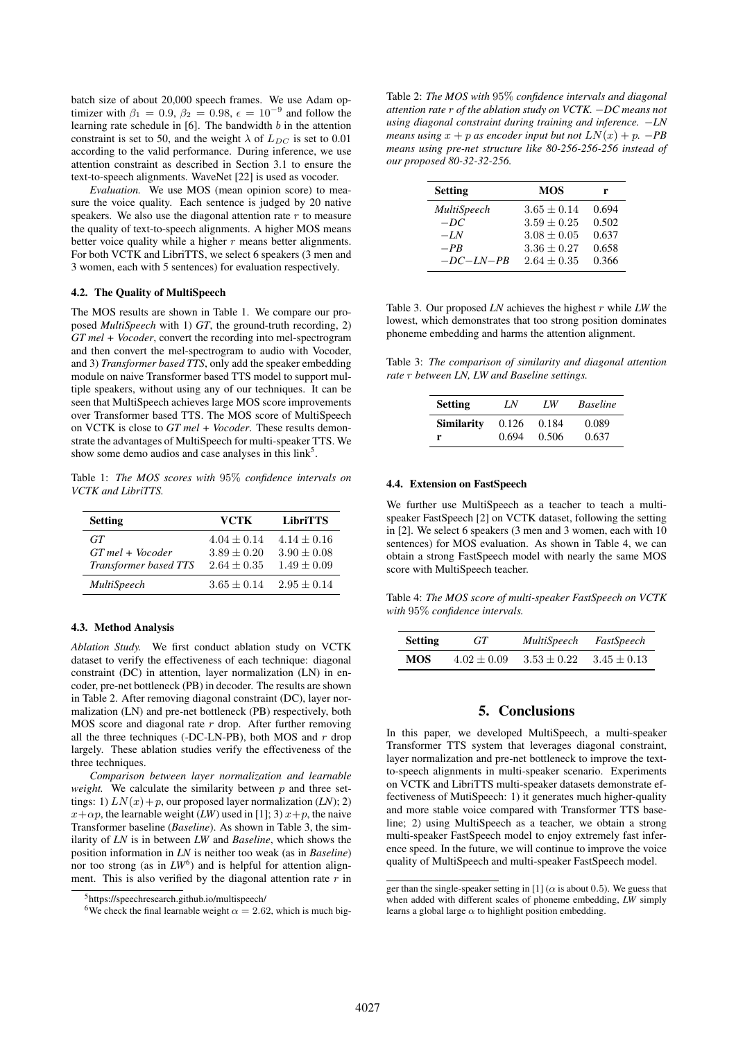batch size of about 20,000 speech frames. We use Adam optimizer with $\beta_1 = 0.9$, $\beta_2 = 0.98$, $\epsilon = 10^{-9}$ and follow the learning rate schedule in [6]. The bandwidth $b$ in the attention constraint is set to 50, and the weight $\lambda$ of $L_{DC}$ is set to 0.01 according to the valid performance. During inference, we use attention constraint as described in Section 3.1 to ensure the text-to-speech alignments. WaveNet [22] is used as vocoder.

*Evaluation.* We use MOS (mean opinion score) to measure the voice quality. Each sentence is judged by 20 native speakers. We also use the diagonal attention rate $r$ to measure the quality of text-to-speech alignments. A higher MOS means better voice quality while a higher $r$ means better alignments. For both VCTK and LibriTTS, we select 6 speakers (3 men and 3 women, each with 5 sentences) for evaluation respectively.

### 4.2. The Quality of MultiSpeech

The MOS results are shown in Table 1. We compare our proposed *MultiSpeech* with 1) *GT*, the ground-truth recording, 2) *GT mel + Vocoder*, convert the recording into mel-spectrogram and then convert the mel-spectrogram to audio with Vocoder, and 3) *Transformer based TTS*, only add the speaker embedding module on naive Transformer based TTS model to support multiple speakers, without using any of our techniques. It can be seen that MultiSpeech achieves large MOS score improvements over Transformer based TTS. The MOS score of MultiSpeech on VCTK is close to *GT mel + Vocoder*. These results demonstrate the advantages of MultiSpeech for multi-speaker TTS. We show some demo audios and case analyses in this link[5].

Table 1: *The MOS scores with 95% confidence intervals on VCTK and LibriTTS.*

| Setting | VCTK | LibriTTS |
|---|---|---|
| *GT* | $4.04 \pm 0.14$ | $4.14 \pm 0.16$ |
| *GT mel + Vocoder* | $3.89 \pm 0.20$ | $3.90 \pm 0.08$ |
| *Transformer based TTS* | $2.64 \pm 0.35$ | $1.49 \pm 0.09$ |
| *MultiSpeech* | $3.65 \pm 0.14$ | $2.95 \pm 0.14$ |

### 4.3. Method Analysis

*Ablation Study.* We first conduct ablation study on VCTK dataset to verify the effectiveness of each technique: diagonal constraint (DC) in attention, layer normalization (LN) in encoder, pre-net bottleneck (PB) in decoder. The results are shown in Table 2. After removing diagonal constraint (DC), layer normalization (LN) and pre-net bottleneck (PB) respectively, both MOS score and diagonal rate $r$ drop. After further removing all the three techniques (-DC-LN-PB), both MOS and $r$ drop largely. These ablation studies verify the effectiveness of the three techniques.

*Comparison between layer normalization and learnable weight.* We calculate the similarity between $p$ and three settings: 1) $LN(x)+p$, our proposed layer normalization (*LN*); 2) $x+\alpha p$, the learnable weight (*LW*) used in [1]; 3) $x+p$, the naive Transformer baseline (*Baseline*). As shown in Table 3, the similarity of *LN* is in between *LW* and *Baseline*, which shows the position information in *LN* is neither too weak (as in *Baseline*) nor too strong (as in *LW*[6]) and is helpful for attention alignment. This is also verified by the diagonal attention rate $r$ in Table 3. Our proposed *LN* achieves the highest $r$ while *LW* the lowest, which demonstrates that too strong position dominates phoneme embedding and harms the attention alignment.

Table 2: *The MOS with 95% confidence intervals and diagonal attention rate $r$ of the ablation study on VCTK. −DC means not using diagonal constraint during training and inference. −LN means using $x + p$ as encoder input but not $LN(x) + p$. −PB means using pre-net structure like 80-256-256-256 instead of our proposed 80-32-32-256.*

| Setting | MOS | r |
|---|---|---|
| *MultiSpeech* | $3.65 \pm 0.14$ | 0.694 |
| *−DC* | $3.59 \pm 0.25$ | 0.502 |
| *−LN* | $3.08 \pm 0.05$ | 0.637 |
| *−PB* | $3.36 \pm 0.27$ | 0.658 |
| *−DC−LN−PB* | $2.64 \pm 0.35$ | 0.366 |

Table 3: *The comparison of similarity and diagonal attention rate $r$ between LN, LW and Baseline settings.*

| Setting | *LN* | *LW* | *Baseline* |
|---|---|---|---|
| **Similarity** | 0.126 | 0.184 | 0.089 |
| **r** | 0.694 | 0.506 | 0.637 |

### 4.4. Extension on FastSpeech

We further use MultiSpeech as a teacher to teach a multi-speaker FastSpeech [2] on VCTK dataset, following the setting in [2]. We select 6 speakers (3 men and 3 women, each with 10 sentences) for MOS evaluation. As shown in Table 4, we can obtain a strong FastSpeech model with nearly the same MOS score with MultiSpeech teacher.

Table 4: *The MOS score of multi-speaker FastSpeech on VCTK with 95% confidence intervals.*

| Setting | *GT* | *MultiSpeech* | *FastSpeech* |
|---|---|---|---|
| **MOS** | $4.02 \pm 0.09$ | $3.53 \pm 0.22$ | $3.45 \pm 0.13$ |

## 5. Conclusions

In this paper, we developed MultiSpeech, a multi-speaker Transformer TTS system that leverages diagonal constraint, layer normalization and pre-net bottleneck to improve the text-to-speech alignments in multi-speaker scenario. Experiments on VCTK and LibriTTS multi-speaker datasets demonstrate effectiveness of MutiSpeech: 1) it generates much higher-quality and more stable voice compared with Transformer TTS baseline; 2) using MultiSpeech as a teacher, we obtain a strong multi-speaker FastSpeech model to enjoy extremely fast inference speed. In the future, we will continue to improve the voice quality of MultiSpeech and multi-speaker FastSpeech model.

---

[5] https://speechresearch.github.io/multispeech/

[6] We check the final learnable weight $\alpha = 2.62$, which is much bigger than the single-speaker setting in [1] ($\alpha$ is about 0.5). We guess that when added with different scales of phoneme embedding, *LW* simply learns a global large $\alpha$ to highlight position embedding.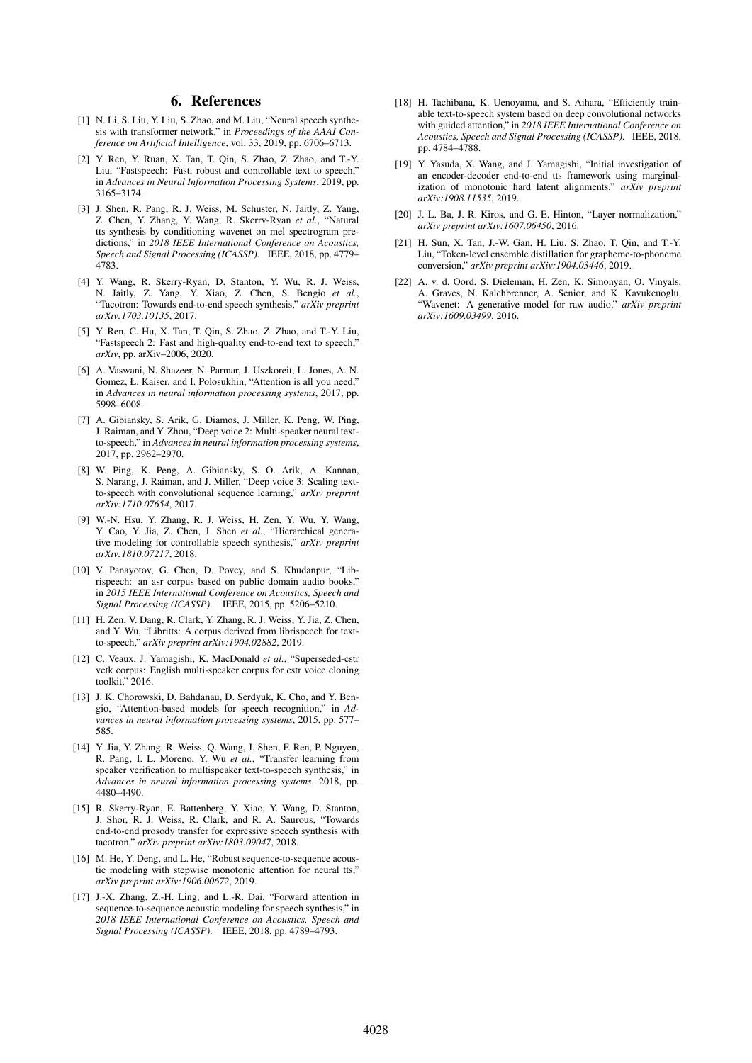## 6. References

[1] N. Li, S. Liu, Y. Liu, S. Zhao, and M. Liu, "Neural speech synthesis with transformer network," in *Proceedings of the AAAI Conference on Artificial Intelligence*, vol. 33, 2019, pp. 6706–6713.

[2] Y. Ren, Y. Ruan, X. Tan, T. Qin, S. Zhao, Z. Zhao, and T.-Y. Liu, "Fastspeech: Fast, robust and controllable text to speech," in *Advances in Neural Information Processing Systems*, 2019, pp. 3165–3174.

[3] J. Shen, R. Pang, R. J. Weiss, M. Schuster, N. Jaitly, Z. Yang, Z. Chen, Y. Zhang, Y. Wang, R. Skerrv-Ryan *et al.*, "Natural tts synthesis by conditioning wavenet on mel spectrogram predictions," in *2018 IEEE International Conference on Acoustics, Speech and Signal Processing (ICASSP)*. IEEE, 2018, pp. 4779–4783.

[4] Y. Wang, R. Skerry-Ryan, D. Stanton, Y. Wu, R. J. Weiss, N. Jaitly, Z. Yang, Y. Xiao, Z. Chen, S. Bengio *et al.*, "Tacotron: Towards end-to-end speech synthesis," *arXiv preprint arXiv:1703.10135*, 2017.

[5] Y. Ren, C. Hu, X. Tan, T. Qin, S. Zhao, Z. Zhao, and T.-Y. Liu, "Fastspeech 2: Fast and high-quality end-to-end text to speech," *arXiv*, pp. arXiv–2006, 2020.

[6] A. Vaswani, N. Shazeer, N. Parmar, J. Uszkoreit, L. Jones, A. N. Gomez, Ł. Kaiser, and I. Polosukhin, "Attention is all you need," in *Advances in neural information processing systems*, 2017, pp. 5998–6008.

[7] A. Gibiansky, S. Arik, G. Diamos, J. Miller, K. Peng, W. Ping, J. Raiman, and Y. Zhou, "Deep voice 2: Multi-speaker neural text-to-speech," in *Advances in neural information processing systems*, 2017, pp. 2962–2970.

[8] W. Ping, K. Peng, A. Gibiansky, S. O. Arik, A. Kannan, S. Narang, J. Raiman, and J. Miller, "Deep voice 3: Scaling text-to-speech with convolutional sequence learning," *arXiv preprint arXiv:1710.07654*, 2017.

[9] W.-N. Hsu, Y. Zhang, R. J. Weiss, H. Zen, Y. Wu, Y. Wang, Y. Cao, Y. Jia, Z. Chen, J. Shen *et al.*, "Hierarchical generative modeling for controllable speech synthesis," *arXiv preprint arXiv:1810.07217*, 2018.

[10] V. Panayotov, G. Chen, D. Povey, and S. Khudanpur, "Librispeech: an asr corpus based on public domain audio books," in *2015 IEEE International Conference on Acoustics, Speech and Signal Processing (ICASSP)*. IEEE, 2015, pp. 5206–5210.

[11] H. Zen, V. Dang, R. Clark, Y. Zhang, R. J. Weiss, Y. Jia, Z. Chen, and Y. Wu, "Libritts: A corpus derived from librispeech for text-to-speech," *arXiv preprint arXiv:1904.02882*, 2019.

[12] C. Veaux, J. Yamagishi, K. MacDonald *et al.*, "Superseded-cstr vctk corpus: English multi-speaker corpus for cstr voice cloning toolkit," 2016.

[13] J. K. Chorowski, D. Bahdanau, D. Serdyuk, K. Cho, and Y. Bengio, "Attention-based models for speech recognition," in *Advances in neural information processing systems*, 2015, pp. 577–585.

[14] Y. Jia, Y. Zhang, R. Weiss, Q. Wang, J. Shen, F. Ren, P. Nguyen, R. Pang, I. L. Moreno, Y. Wu *et al.*, "Transfer learning from speaker verification to multispeaker text-to-speech synthesis," in *Advances in neural information processing systems*, 2018, pp. 4480–4490.

[15] R. Skerry-Ryan, E. Battenberg, Y. Xiao, Y. Wang, D. Stanton, J. Shor, R. J. Weiss, R. Clark, and R. A. Saurous, "Towards end-to-end prosody transfer for expressive speech synthesis with tacotron," *arXiv preprint arXiv:1803.09047*, 2018.

[16] M. He, Y. Deng, and L. He, "Robust sequence-to-sequence acoustic modeling with stepwise monotonic attention for neural tts," *arXiv preprint arXiv:1906.00672*, 2019.

[17] J.-X. Zhang, Z.-H. Ling, and L.-R. Dai, "Forward attention in sequence-to-sequence acoustic modeling for speech synthesis," in *2018 IEEE International Conference on Acoustics, Speech and Signal Processing (ICASSP)*. IEEE, 2018, pp. 4789–4793.

[18] H. Tachibana, K. Uenoyama, and S. Aihara, "Efficiently trainable text-to-speech system based on deep convolutional networks with guided attention," in *2018 IEEE International Conference on Acoustics, Speech and Signal Processing (ICASSP)*. IEEE, 2018, pp. 4784–4788.

[19] Y. Yasuda, X. Wang, and J. Yamagishi, "Initial investigation of an encoder-decoder end-to-end tts framework using marginalization of monotonic hard latent alignments," *arXiv preprint arXiv:1908.11535*, 2019.

[20] J. L. Ba, J. R. Kiros, and G. E. Hinton, "Layer normalization," *arXiv preprint arXiv:1607.06450*, 2016.

[21] H. Sun, X. Tan, J.-W. Gan, H. Liu, S. Zhao, T. Qin, and T.-Y. Liu, "Token-level ensemble distillation for grapheme-to-phoneme conversion," *arXiv preprint arXiv:1904.03446*, 2019.

[22] A. v. d. Oord, S. Dieleman, H. Zen, K. Simonyan, O. Vinyals, A. Graves, N. Kalchbrenner, A. Senior, and K. Kavukcuoglu, "Wavenet: A generative model for raw audio," *arXiv preprint arXiv:1609.03499*, 2016.